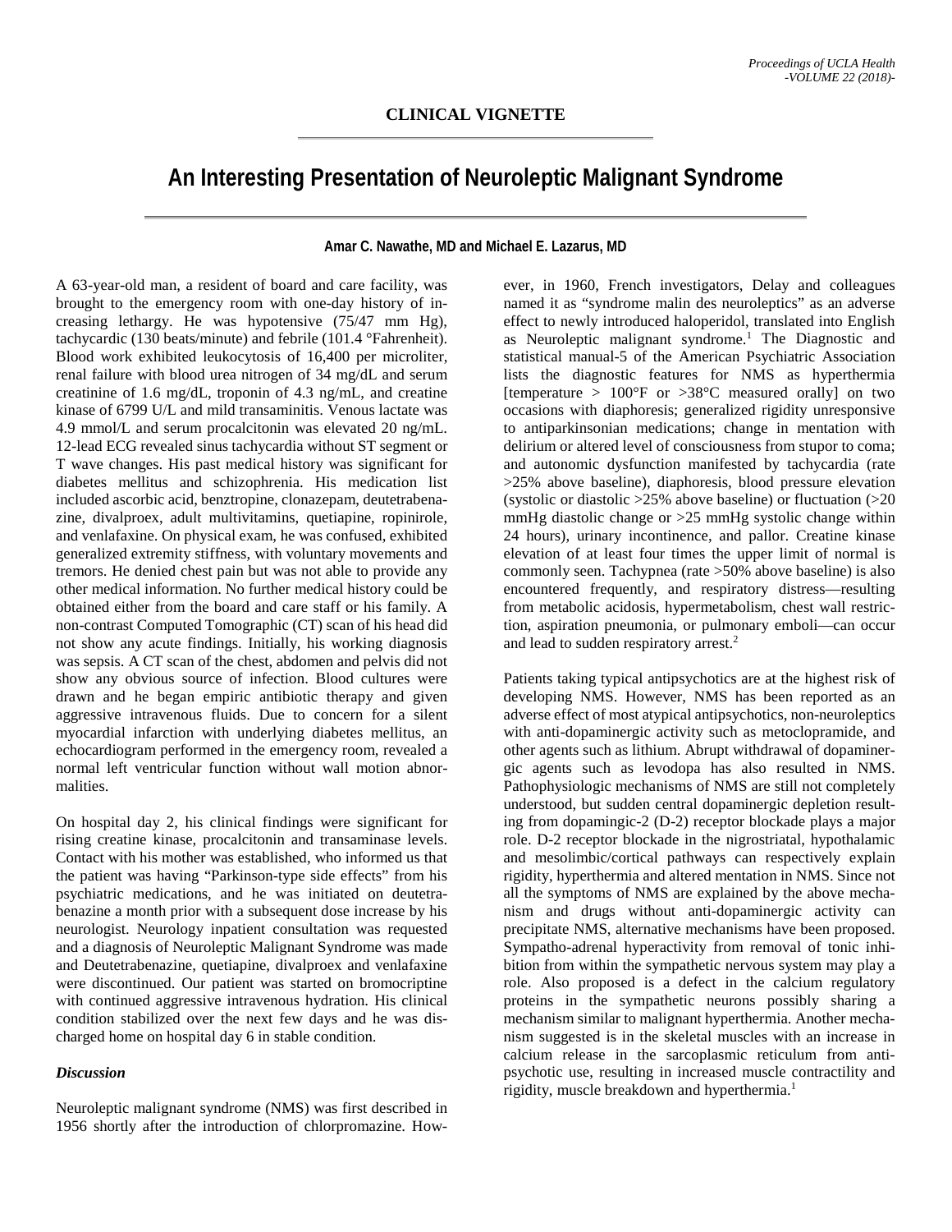## CLINICAL VIGNETTE

# An Interesting Presentation of Neuroleptic Malignant Syndrome

**Amar C. Nawathe, MD and Michael E. Lazarus, MD**

A 63-year-old man, a resident of board and care facility, was brought to the emergency room with one-day history of increasing lethargy. He was hypotensive (75/47 mm Hg), tachycardic (130 beats/minute) and febrile (101.4 °Fahrenheit). Blood work exhibited leukocytosis of 16,400 per microliter, renal failure with blood urea nitrogen of 34 mg/dL and serum creatinine of 1.6 mg/dL, troponin of 4.3 ng/mL, and creatine kinase of 6799 U/L and mild transaminitis. Venous lactate was 4.9 mmol/L and serum procalcitonin was elevated 20 ng/mL. 12-lead ECG revealed sinus tachycardia without ST segment or T wave changes. His past medical history was significant for diabetes mellitus and schizophrenia. His medication list included ascorbic acid, benztropine, clonazepam, deutetrabenazine, divalproex, adult multivitamins, quetiapine, ropinirole, and venlafaxine. On physical exam, he was confused, exhibited generalized extremity stiffness, with voluntary movements and tremors. He denied chest pain but was not able to provide any other medical information. No further medical history could be obtained either from the board and care staff or his family. A non-contrast Computed Tomographic (CT) scan of his head did not show any acute findings. Initially, his working diagnosis was sepsis. A CT scan of the chest, abdomen and pelvis did not show any obvious source of infection. Blood cultures were drawn and he began empiric antibiotic therapy and given aggressive intravenous fluids. Due to concern for a silent myocardial infarction with underlying diabetes mellitus, an echocardiogram performed in the emergency room, revealed a normal left ventricular function without wall motion abnormalities.

On hospital day 2, his clinical findings were significant for rising creatine kinase, procalcitonin and transaminase levels. Contact with his mother was established, who informed us that the patient was having "Parkinson-type side effects" from his psychiatric medications, and he was initiated on deutetrabenazine a month prior with a subsequent dose increase by his neurologist. Neurology inpatient consultation was requested and a diagnosis of Neuroleptic Malignant Syndrome was made and Deutetrabenazine, quetiapine, divalproex and venlafaxine were discontinued. Our patient was started on bromocriptine with continued aggressive intravenous hydration. His clinical condition stabilized over the next few days and he was discharged home on hospital day 6 in stable condition.

### *Discussion*

Neuroleptic malignant syndrome (NMS) was first described in 1956 shortly after the introduction of chlorpromazine. However, in 1960, French investigators, Delay and colleagues named it as "syndrome malin des neuroleptics" as an adverse effect to newly introduced haloperidol, translated into English as Neuroleptic malignant syndrome.[1] The Diagnostic and statistical manual-5 of the American Psychiatric Association lists the diagnostic features for NMS as hyperthermia [temperature > 100°F or >38°C measured orally] on two occasions with diaphoresis; generalized rigidity unresponsive to antiparkinsonian medications; change in mentation with delirium or altered level of consciousness from stupor to coma; and autonomic dysfunction manifested by tachycardia (rate >25% above baseline), diaphoresis, blood pressure elevation (systolic or diastolic >25% above baseline) or fluctuation (>20 mmHg diastolic change or >25 mmHg systolic change within 24 hours), urinary incontinence, and pallor. Creatine kinase elevation of at least four times the upper limit of normal is commonly seen. Tachypnea (rate >50% above baseline) is also encountered frequently, and respiratory distress—resulting from metabolic acidosis, hypermetabolism, chest wall restriction, aspiration pneumonia, or pulmonary emboli—can occur and lead to sudden respiratory arrest.[2]

Patients taking typical antipsychotics are at the highest risk of developing NMS. However, NMS has been reported as an adverse effect of most atypical antipsychotics, non-neuroleptics with anti-dopaminergic activity such as metoclopramide, and other agents such as lithium. Abrupt withdrawal of dopaminergic agents such as levodopa has also resulted in NMS. Pathophysiologic mechanisms of NMS are still not completely understood, but sudden central dopaminergic depletion resulting from dopamingic-2 (D-2) receptor blockade plays a major role. D-2 receptor blockade in the nigrostriatal, hypothalamic and mesolimbic/cortical pathways can respectively explain rigidity, hyperthermia and altered mentation in NMS. Since not all the symptoms of NMS are explained by the above mechanism and drugs without anti-dopaminergic activity can precipitate NMS, alternative mechanisms have been proposed. Sympatho-adrenal hyperactivity from removal of tonic inhibition from within the sympathetic nervous system may play a role. Also proposed is a defect in the calcium regulatory proteins in the sympathetic neurons possibly sharing a mechanism similar to malignant hyperthermia. Another mechanism suggested is in the skeletal muscles with an increase in calcium release in the sarcoplasmic reticulum from antipsychotic use, resulting in increased muscle contractility and rigidity, muscle breakdown and hyperthermia.[1]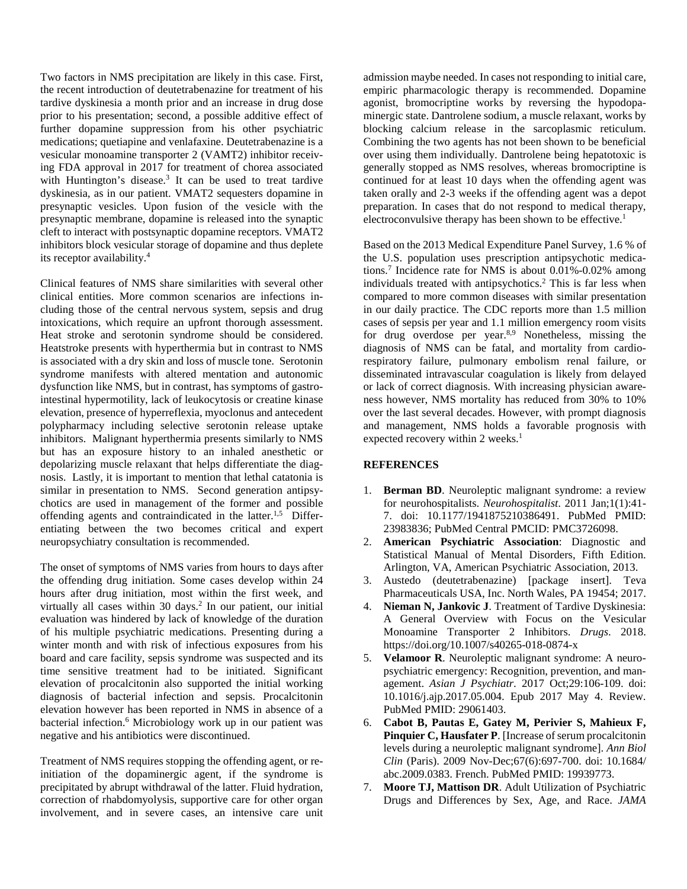Two factors in NMS precipitation are likely in this case. First, the recent introduction of deutetrabenazine for treatment of his tardive dyskinesia a month prior and an increase in drug dose prior to his presentation; second, a possible additive effect of further dopamine suppression from his other psychiatric medications; quetiapine and venlafaxine. Deutetrabenazine is a vesicular monoamine transporter 2 (VAMT2) inhibitor receiving FDA approval in 2017 for treatment of chorea associated with Huntington's disease.[3] It can be used to treat tardive dyskinesia, as in our patient. VMAT2 sequesters dopamine in presynaptic vesicles. Upon fusion of the vesicle with the presynaptic membrane, dopamine is released into the synaptic cleft to interact with postsynaptic dopamine receptors. VMAT2 inhibitors block vesicular storage of dopamine and thus deplete its receptor availability.[4]

Clinical features of NMS share similarities with several other clinical entities. More common scenarios are infections including those of the central nervous system, sepsis and drug intoxications, which require an upfront thorough assessment. Heat stroke and serotonin syndrome should be considered. Heatstroke presents with hyperthermia but in contrast to NMS is associated with a dry skin and loss of muscle tone. Serotonin syndrome manifests with altered mentation and autonomic dysfunction like NMS, but in contrast, has symptoms of gastrointestinal hypermotility, lack of leukocytosis or creatine kinase elevation, presence of hyperreflexia, myoclonus and antecedent polypharmacy including selective serotonin release uptake inhibitors. Malignant hyperthermia presents similarly to NMS but has an exposure history to an inhaled anesthetic or depolarizing muscle relaxant that helps differentiate the diagnosis. Lastly, it is important to mention that lethal catatonia is similar in presentation to NMS. Second generation antipsychotics are used in management of the former and possible offending agents and contraindicated in the latter.[1,5] Differentiating between the two becomes critical and expert neuropsychiatry consultation is recommended.

The onset of symptoms of NMS varies from hours to days after the offending drug initiation. Some cases develop within 24 hours after drug initiation, most within the first week, and virtually all cases within 30 days.[2] In our patient, our initial evaluation was hindered by lack of knowledge of the duration of his multiple psychiatric medications. Presenting during a winter month and with risk of infectious exposures from his board and care facility, sepsis syndrome was suspected and its time sensitive treatment had to be initiated. Significant elevation of procalcitonin also supported the initial working diagnosis of bacterial infection and sepsis. Procalcitonin elevation however has been reported in NMS in absence of a bacterial infection.[6] Microbiology work up in our patient was negative and his antibiotics were discontinued.

Treatment of NMS requires stopping the offending agent, or re-initiation of the dopaminergic agent, if the syndrome is precipitated by abrupt withdrawal of the latter. Fluid hydration, correction of rhabdomyolysis, supportive care for other organ involvement, and in severe cases, an intensive care unit admission maybe needed. In cases not responding to initial care, empiric pharmacologic therapy is recommended. Dopamine agonist, bromocriptine works by reversing the hypodopaminergic state. Dantrolene sodium, a muscle relaxant, works by blocking calcium release in the sarcoplasmic reticulum. Combining the two agents has not been shown to be beneficial over using them individually. Dantrolene being hepatotoxic is generally stopped as NMS resolves, whereas bromocriptine is continued for at least 10 days when the offending agent was taken orally and 2-3 weeks if the offending agent was a depot preparation. In cases that do not respond to medical therapy, electroconvulsive therapy has been shown to be effective.[1]

Based on the 2013 Medical Expenditure Panel Survey, 1.6 % of the U.S. population uses prescription antipsychotic medications.[7] Incidence rate for NMS is about 0.01%-0.02% among individuals treated with antipsychotics.[2] This is far less when compared to more common diseases with similar presentation in our daily practice. The CDC reports more than 1.5 million cases of sepsis per year and 1.1 million emergency room visits for drug overdose per year.[8,9] Nonetheless, missing the diagnosis of NMS can be fatal, and mortality from cardio-respiratory failure, pulmonary embolism renal failure, or disseminated intravascular coagulation is likely from delayed or lack of correct diagnosis. With increasing physician awareness however, NMS mortality has reduced from 30% to 10% over the last several decades. However, with prompt diagnosis and management, NMS holds a favorable prognosis with expected recovery within 2 weeks.[1]

## REFERENCES

1. **Berman BD**. Neuroleptic malignant syndrome: a review for neurohospitalists. *Neurohospitalist*. 2011 Jan;1(1):41-7. doi: 10.1177/1941875210386491. PubMed PMID: 23983836; PubMed Central PMCID: PMC3726098.
2. **American Psychiatric Association**: Diagnostic and Statistical Manual of Mental Disorders, Fifth Edition. Arlington, VA, American Psychiatric Association, 2013.
3. Austedo (deutetrabenazine) [package insert]. Teva Pharmaceuticals USA, Inc. North Wales, PA 19454; 2017.
4. **Nieman N, Jankovic J**. Treatment of Tardive Dyskinesia: A General Overview with Focus on the Vesicular Monoamine Transporter 2 Inhibitors. *Drugs*. 2018. https://doi.org/10.1007/s40265-018-0874-x
5. **Velamoor R**. Neuroleptic malignant syndrome: A neuropsychiatric emergency: Recognition, prevention, and management. *Asian J Psychiatr*. 2017 Oct;29:106-109. doi: 10.1016/j.ajp.2017.05.004. Epub 2017 May 4. Review. PubMed PMID: 29061403.
6. **Cabot B, Pautas E, Gatey M, Perivier S, Mahieux F, Pinquier C, Hausfater P**. [Increase of serum procalcitonin levels during a neuroleptic malignant syndrome]. *Ann Biol Clin* (Paris). 2009 Nov-Dec;67(6):697-700. doi: 10.1684/abc.2009.0383. French. PubMed PMID: 19939773.
7. **Moore TJ, Mattison DR**. Adult Utilization of Psychiatric Drugs and Differences by Sex, Age, and Race. *JAMA*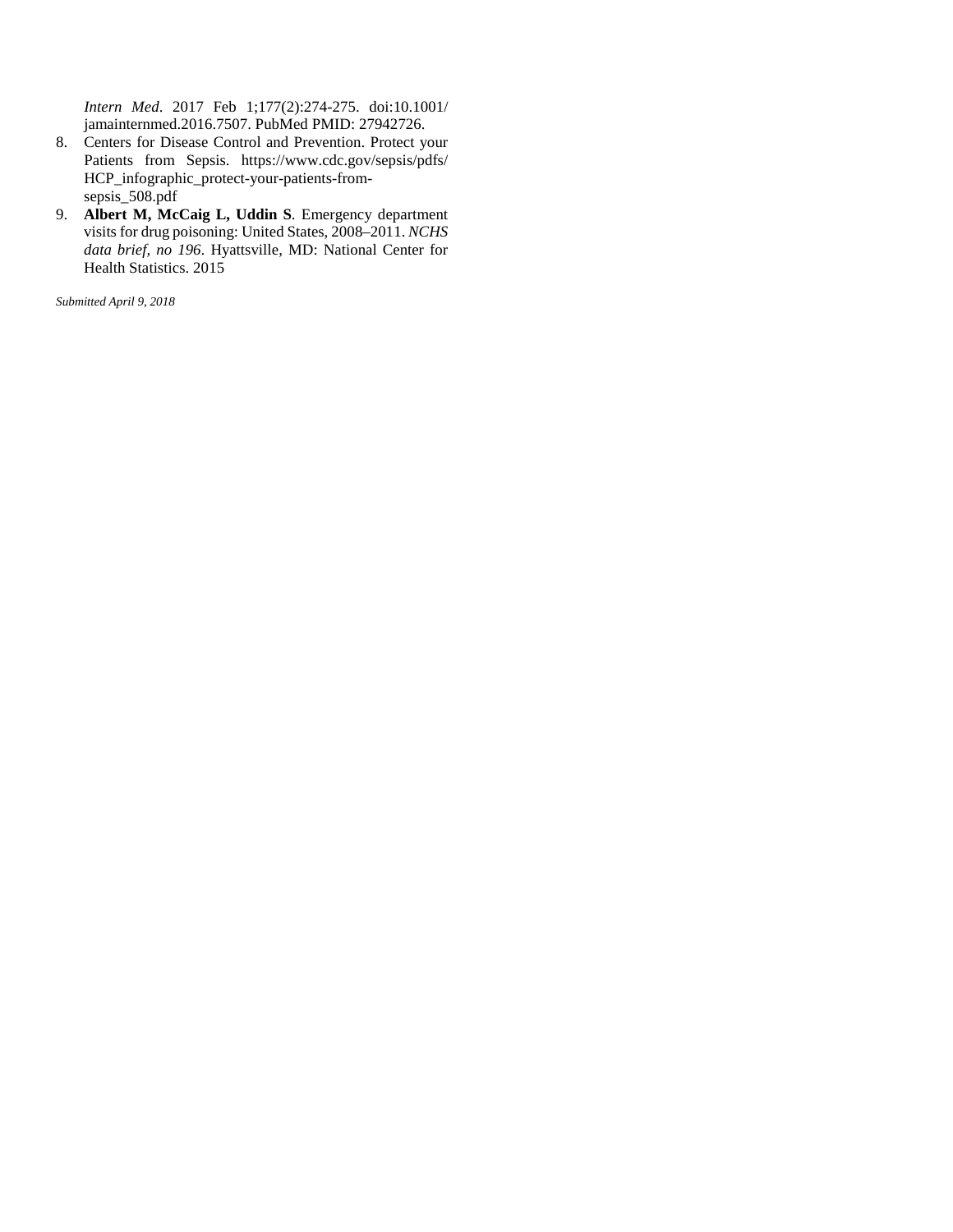*Intern Med*. 2017 Feb 1;177(2):274-275. doi:10.1001/jamainternmed.2016.7507. PubMed PMID: 27942726.

8. Centers for Disease Control and Prevention. Protect your Patients from Sepsis. https://www.cdc.gov/sepsis/pdfs/HCP_infographic_protect-your-patients-from-sepsis_508.pdf
9. **Albert M, McCaig L, Uddin S**. Emergency department visits for drug poisoning: United States, 2008–2011. *NCHS data brief, no 196*. Hyattsville, MD: National Center for Health Statistics. 2015

*Submitted April 9, 2018*